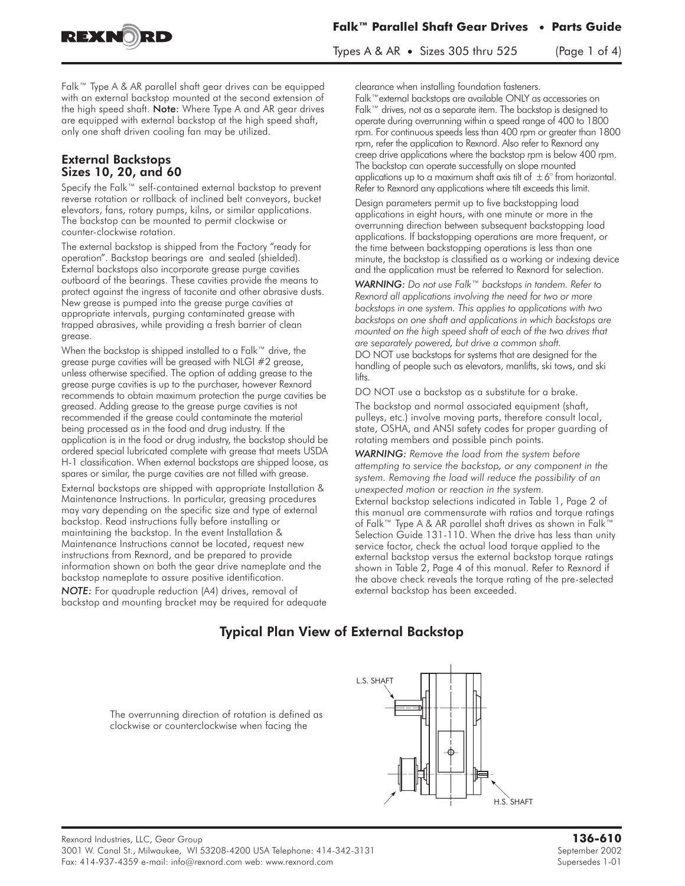Falk™ Type A & AR parallel shaft gear drives can be equipped with an external backstop mounted at the second extension of the high speed shaft. **Note:** Where Type A and AR gear drives are equipped with external backstop at the high speed shaft, only one shaft driven cooling fan may be utilized.

## External Backstops Sizes 10, 20, and 60

Specify the Falk™ self-contained external backstop to prevent reverse rotation or rollback of inclined belt conveyors, bucket elevators, fans, rotary pumps, kilns, or similar applications. The backstop can be mounted to permit clockwise or counter-clockwise rotation.

The external backstop is shipped from the Factory "ready for operation". Backstop bearings are  and sealed (shielded). External backstops also incorporate grease purge cavities outboard of the bearings. These cavities provide the means to protect against the ingress of taconite and other abrasive dusts. New grease is pumped into the grease purge cavities at appropriate intervals, purging contaminated grease with trapped abrasives, while providing a fresh barrier of clean grease.

When the backstop is shipped installed to a Falk™ drive, the grease purge cavities will be greased with NLGI #2 grease, unless otherwise specified. The option of adding grease to the grease purge cavities is up to the purchaser, however Rexnord recommends to obtain maximum protection the purge cavities be greased. Adding grease to the grease purge cavities is not recommended if the grease could contaminate the material being processed as in the food and drug industry. If the application is in the food or drug industry, the backstop should be ordered special lubricated complete with grease that meets USDA H-1 classification. When external backstops are shipped loose, as spares or similar, the purge cavities are not filled with grease.

External backstops are shipped with appropriate Installation & Maintenance Instructions. In particular, greasing procedures may vary depending on the specific size and type of external backstop. Read instructions fully before installing or maintaining the backstop. In the event Installation & Maintenance Instructions cannot be located, request new instructions from Rexnord, and be prepared to provide information shown on both the gear drive nameplate and the backstop nameplate to assure positive identification.

*NOTE:* For quadruple reduction (A4) drives, removal of backstop and mounting bracket may be required for adequate clearance when installing foundation fasteners.

Falk™ external backstops are available ONLY as accessories on Falk™ drives, not as a separate item. The backstop is designed to operate during overrunning within a speed range of 400 to 1800 rpm. For continuous speeds less than 400 rpm or greater than 1800 rpm, refer the application to Rexnord. Also refer to Rexnord any creep drive applications where the backstop rpm is below 400 rpm. The backstop can operate successfully on slope mounted applications up to a maximum shaft axis tilt of $\pm 6°$ from horizontal. Refer to Rexnord any applications where tilt exceeds this limit.

Design parameters permit up to five backstopping load applications in eight hours, with one minute or more in the overrunning direction between subsequent backstopping load applications. If backstopping operations are more frequent, or the time between backstopping operations is less than one minute, the backstop is classified as a working or indexing device and the application must be referred to Rexnord for selection.

*WARNING: Do not use Falk™ backstops in tandem. Refer to Rexnord all applications involving the need for two or more backstops in one system. This applies to applications with two backstops on one shaft and applications in which backstops are mounted on the high speed shaft of each of the two drives that are separately powered, but drive a common shaft.*

DO NOT use backstops for systems that are designed for the handling of people such as elevators, manlifts, ski tows, and ski lifts.

DO NOT use a backstop as a substitute for a brake.

The backstop and normal associated equipment (shaft, pulleys, etc.) involve moving parts, therefore consult local, state, OSHA, and ANSI safety codes for proper guarding of rotating members and possible pinch points.

*WARNING: Remove the load from the system before attempting to service the backstop, or any component in the system. Removing the load will reduce the possibility of an unexpected motion or reaction in the system.*

External backstop selections indicated in Table 1, Page 2 of this manual are commensurate with ratios and torque ratings of Falk™ Type A & AR parallel shaft drives as shown in Falk™ Selection Guide 131-110. When the drive has less than unity service factor, check the actual load torque applied to the external backstop versus the external backstop torque ratings shown in Table 2, Page 4 of this manual. Refer to Rexnord if the above check reveals the torque rating of the pre-selected external backstop has been exceeded.

## Typical Plan View of External Backstop

The overrunning direction of rotation is defined as clockwise or counterclockwise when facing the

L.S. SHAFT

H.S. SHAFT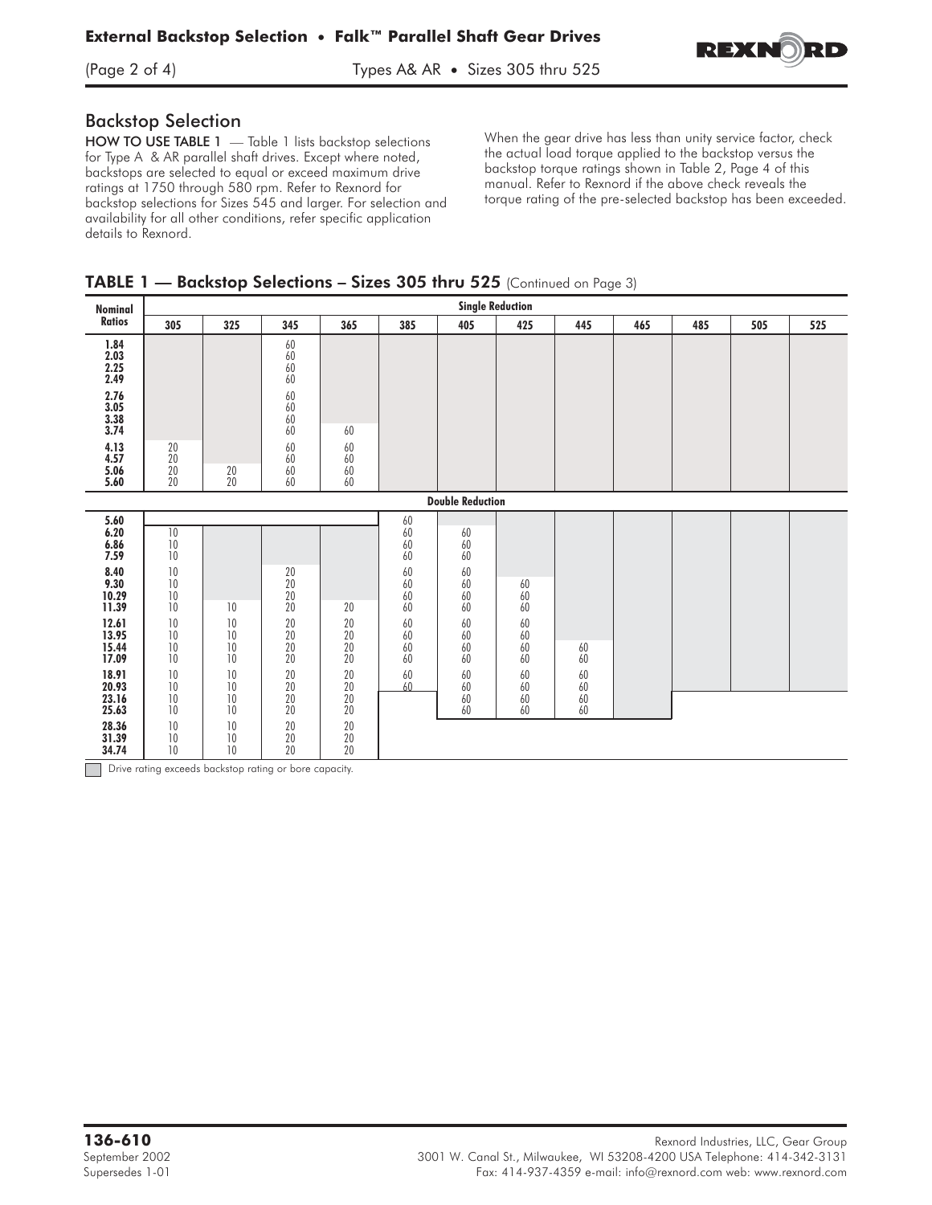# Backstop Selection

**HOW TO USE TABLE 1** — Table 1 lists backstop selections for Type A & AR parallel shaft drives. Except where noted, backstops are selected to equal or exceed maximum drive ratings at 1750 through 580 rpm. Refer to Rexnord for backstop selections for Sizes 545 and larger. For selection and availability for all other conditions, refer specific application details to Rexnord.

When the gear drive has less than unity service factor, check the actual load torque applied to the backstop versus the backstop torque ratings shown in Table 2, Page 4 of this manual. Refer to Rexnord if the above check reveals the torque rating of the pre-selected backstop has been exceeded.

## TABLE 1 — Backstop Selections – Sizes 305 thru 525 (Continued on Page 3)

| Nominal Ratios | Single Reduction | | | | | | | | | | | |
|---|---|---|---|---|---|---|---|---|---|---|---|---|
| | 305 | 325 | 345 | 365 | 385 | 405 | 425 | 445 | 465 | 485 | 505 | 525 |
| 1.84 | | | 60 | | | | | | | | | |
| 2.03 | | | 60 | | | | | | | | | |
| 2.25 | | | 60 | | | | | | | | | |
| 2.49 | | | 60 | | | | | | | | | |
| 2.76 | | | 60 | | | | | | | | | |
| 3.05 | | | 60 | | | | | | | | | |
| 3.38 | | | 60 | | | | | | | | | |
| 3.74 | | | 60 | 60 | | | | | | | | |
| 4.13 | 20 | | 60 | 60 | | | | | | | | |
| 4.57 | 20 | | 60 | 60 | | | | | | | | |
| 5.06 | 20 | 20 | 60 | 60 | | | | | | | | |
| 5.60 | 20 | 20 | 60 | 60 | | | | | | | | |
| | **Double Reduction** | | | | | | | | | | | |
| 5.60 | | | | | 60 | | | | | | | |
| 6.20 | 10 | | | | 60 | 60 | | | | | | |
| 6.86 | 10 | | | | 60 | 60 | | | | | | |
| 7.59 | 10 | | | | 60 | 60 | | | | | | |
| 8.40 | 10 | | 20 | | 60 | 60 | | | | | | |
| 9.30 | 10 | | 20 | | 60 | 60 | 60 | | | | | |
| 10.29 | 10 | | 20 | | 60 | 60 | 60 | | | | | |
| 11.39 | 10 | 10 | 20 | 20 | 60 | 60 | 60 | | | | | |
| 12.61 | 10 | 10 | 20 | 20 | 60 | 60 | 60 | | | | | |
| 13.95 | 10 | 10 | 20 | 20 | 60 | 60 | 60 | | | | | |
| 15.44 | 10 | 10 | 20 | 20 | 60 | 60 | 60 | 60 | | | | |
| 17.09 | 10 | 10 | 20 | 20 | 60 | 60 | 60 | 60 | | | | |
| 18.91 | 10 | 10 | 20 | 20 | 60 | 60 | 60 | 60 | | | | |
| 20.93 | 10 | 10 | 20 | 20 | 60 | 60 | 60 | 60 | | | | |
| 23.16 | 10 | 10 | 20 | 20 | | 60 | 60 | 60 | | | | |
| 25.63 | 10 | 10 | 20 | 20 | | 60 | 60 | 60 | | | | |
| 28.36 | 10 | 10 | 20 | 20 | | | | | | | | |
| 31.39 | 10 | 10 | 20 | 20 | | | | | | | | |
| 34.74 | 10 | 10 | 20 | 20 | | | | | | | | |

Shaded cells: Drive rating exceeds backstop rating or bore capacity.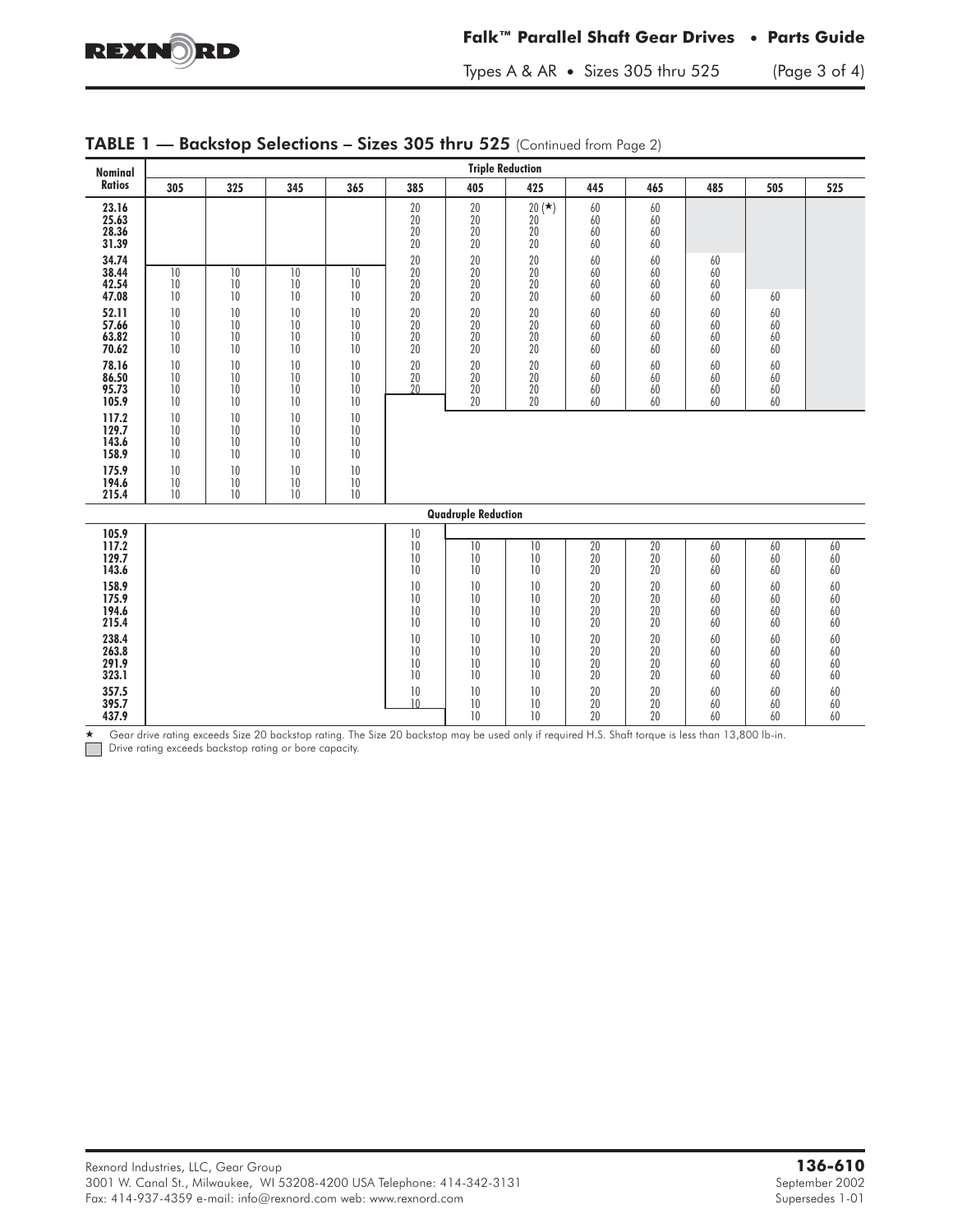## TABLE 1 — Backstop Selections – Sizes 305 thru 525 (Continued from Page 2)

| Nominal Ratios | Triple Reduction | | | | | | | | | | | |
|---|---|---|---|---|---|---|---|---|---|---|---|---|
| | 305 | 325 | 345 | 365 | 385 | 405 | 425 | 445 | 465 | 485 | 505 | 525 |
| 23.16 | | | | | 20 | 20 | 20 (★) | 60 | 60 | | | |
| 25.63 | | | | | 20 | 20 | 20 | 60 | 60 | | | |
| 28.36 | | | | | 20 | 20 | 20 | 60 | 60 | | | |
| 31.39 | | | | | 20 | 20 | 20 | 60 | 60 | | | |
| 34.74 | | | | | 20 | 20 | 20 | 60 | 60 | 60 | | |
| 38.44 | 10 | 10 | 10 | 10 | 20 | 20 | 20 | 60 | 60 | 60 | | |
| 42.54 | 10 | 10 | 10 | 10 | 20 | 20 | 20 | 60 | 60 | 60 | | |
| 47.08 | 10 | 10 | 10 | 10 | 20 | 20 | 20 | 60 | 60 | 60 | 60 | |
| 52.11 | 10 | 10 | 10 | 10 | 20 | 20 | 20 | 60 | 60 | 60 | 60 | |
| 57.66 | 10 | 10 | 10 | 10 | 20 | 20 | 20 | 60 | 60 | 60 | 60 | |
| 63.82 | 10 | 10 | 10 | 10 | 20 | 20 | 20 | 60 | 60 | 60 | 60 | |
| 70.62 | 10 | 10 | 10 | 10 | 20 | 20 | 20 | 60 | 60 | 60 | 60 | |
| 78.16 | 10 | 10 | 10 | 10 | 20 | 20 | 20 | 60 | 60 | 60 | 60 | |
| 86.50 | 10 | 10 | 10 | 10 | 20 | 20 | 20 | 60 | 60 | 60 | 60 | |
| 95.73 | 10 | 10 | 10 | 10 | 20 | 20 | 20 | 60 | 60 | 60 | 60 | |
| 105.9 | 10 | 10 | 10 | 10 | | 20 | 20 | 60 | 60 | 60 | 60 | |
| 117.2 | 10 | 10 | 10 | 10 | | | | | | | | |
| 129.7 | 10 | 10 | 10 | 10 | | | | | | | | |
| 143.6 | 10 | 10 | 10 | 10 | | | | | | | | |
| 158.9 | 10 | 10 | 10 | 10 | | | | | | | | |
| 175.9 | 10 | 10 | 10 | 10 | | | | | | | | |
| 194.6 | 10 | 10 | 10 | 10 | | | | | | | | |
| 215.4 | 10 | 10 | 10 | 10 | | | | | | | | |
| | **Quadruple Reduction** | | | | | | | | | | | |
| 105.9 | | | | | 10 | | | | | | | |
| 117.2 | | | | | 10 | 10 | 10 | 20 | 20 | 60 | 60 | 60 |
| 129.7 | | | | | 10 | 10 | 10 | 20 | 20 | 60 | 60 | 60 |
| 143.6 | | | | | 10 | 10 | 10 | 20 | 20 | 60 | 60 | 60 |
| 158.9 | | | | | 10 | 10 | 10 | 20 | 20 | 60 | 60 | 60 |
| 175.9 | | | | | 10 | 10 | 10 | 20 | 20 | 60 | 60 | 60 |
| 194.6 | | | | | 10 | 10 | 10 | 20 | 20 | 60 | 60 | 60 |
| 215.4 | | | | | 10 | 10 | 10 | 20 | 20 | 60 | 60 | 60 |
| 238.4 | | | | | 10 | 10 | 10 | 20 | 20 | 60 | 60 | 60 |
| 263.8 | | | | | 10 | 10 | 10 | 20 | 20 | 60 | 60 | 60 |
| 291.9 | | | | | 10 | 10 | 10 | 20 | 20 | 60 | 60 | 60 |
| 323.1 | | | | | 10 | 10 | 10 | 20 | 20 | 60 | 60 | 60 |
| 357.5 | | | | | 10 | 10 | 10 | 20 | 20 | 60 | 60 | 60 |
| 395.7 | | | | | 10 | 10 | 10 | 20 | 20 | 60 | 60 | 60 |
| 437.9 | | | | | | 10 | 10 | 20 | 20 | 60 | 60 | 60 |

★ Gear drive rating exceeds Size 20 backstop rating. The Size 20 backstop may be used only if required H.S. Shaft torque is less than 13,800 lb-in.

(Shaded) Drive rating exceeds backstop rating or bore capacity.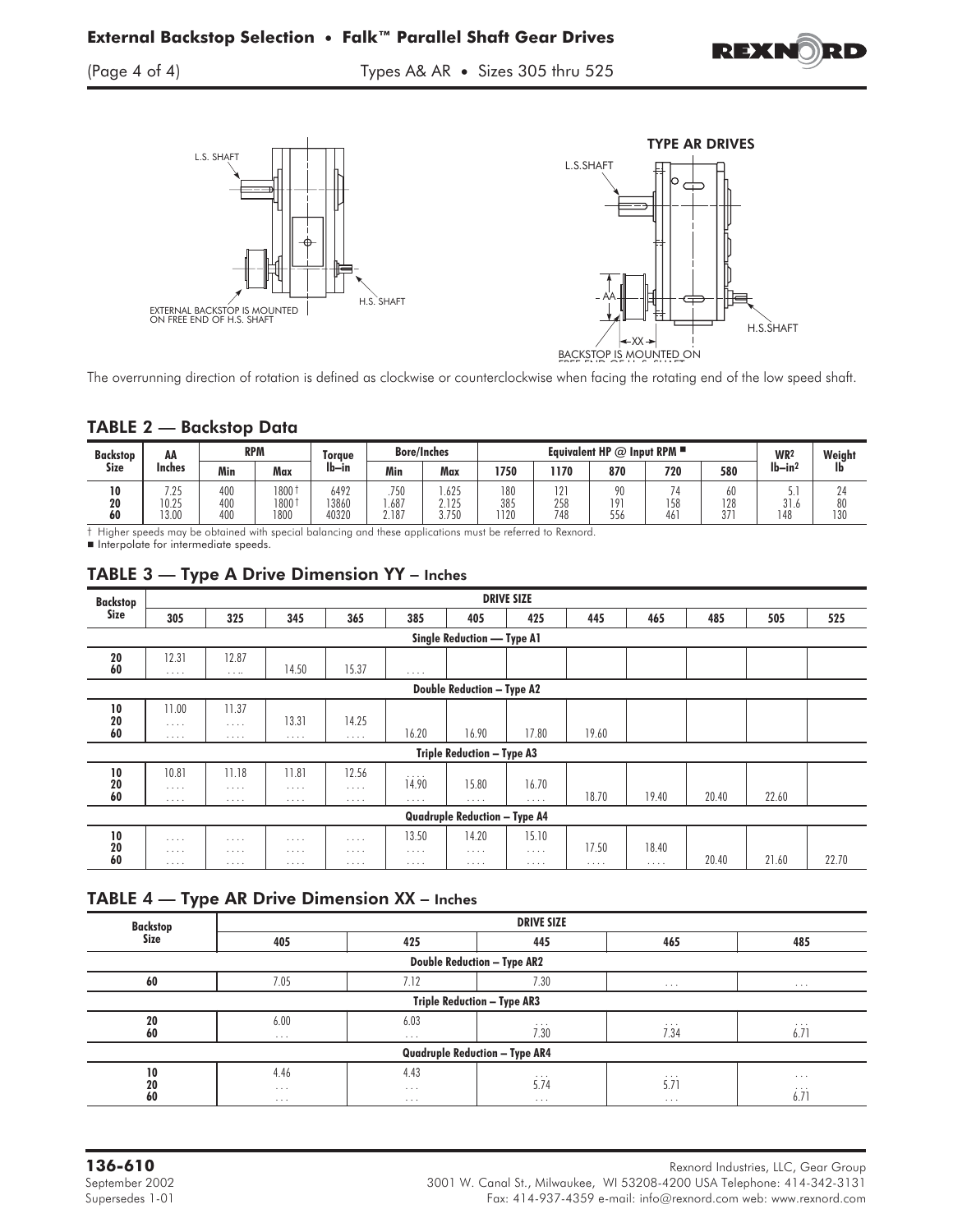L.S. SHAFT

EXTERNAL BACKSTOP IS MOUNTED ON FREE END OF H.S. SHAFT

H.S. SHAFT

TYPE AR DRIVES

L.S.SHAFT

AA

XX

BACKSTOP IS MOUNTED ON FREE END OF H.S. SHAFT

H.S.SHAFT

The overrunning direction of rotation is defined as clockwise or counterclockwise when facing the rotating end of the low speed shaft.

## TABLE 2 — Backstop Data

| Backstop Size | AA Inches | RPM | | Torque lb–in | Bore/Inches | | Equivalent HP @ Input RPM ■ | | | | | $WR^2$ lb–in² | Weight lb |
|---|---|---|---|---|---|---|---|---|---|---|---|---|---|
| | | Min | Max | | Min | Max | 1750 | 1170 | 870 | 720 | 580 | | |
| 10 | 7.25 | 400 | 1800 † | 6492 | .750 | 1.625 | 180 | 121 | 90 | 74 | 60 | 5.1 | 24 |
| 20 | 10.25 | 400 | 1800 † | 13860 | 1.687 | 2.125 | 385 | 258 | 191 | 158 | 128 | 31.6 | 80 |
| 60 | 13.00 | 400 | 1800 | 40320 | 2.187 | 3.750 | 1120 | 748 | 556 | 461 | 371 | 148 | 130 |

† Higher speeds may be obtained with special balancing and these applications must be referred to Rexnord.

■ Interpolate for intermediate speeds.

## TABLE 3 — Type A Drive Dimension YY – Inches

| Backstop Size | DRIVE SIZE | | | | | | | | | | | |
|---|---|---|---|---|---|---|---|---|---|---|---|---|
| | 305 | 325 | 345 | 365 | 385 | 405 | 425 | 445 | 465 | 485 | 505 | 525 |
| **Single Reduction — Type A1** | | | | | | | | | | | | |
| 20 | 12.31 | 12.87 | | | | | | | | | | |
| 60 | .... | .... | 14.50 | 15.37 | .... | | | | | | | |
| **Double Reduction – Type A2** | | | | | | | | | | | | |
| 10 | 11.00 | 11.37 | | | | | | | | | | |
| 20 | .... | .... | 13.31 | 14.25 | | | | | | | | |
| 60 | .... | .... | .... | .... | 16.20 | 16.90 | 17.80 | 19.60 | | | | |
| **Triple Reduction – Type A3** | | | | | | | | | | | | |
| 10 | 10.81 | 11.18 | 11.81 | 12.56 | .... | | | | | | | |
| 20 | .... | .... | .... | .... | 14.90 | 15.80 | 16.70 | | | | | |
| 60 | .... | .... | .... | .... | .... | .... | .... | 18.70 | 19.40 | 20.40 | 22.60 | |
| **Quadruple Reduction – Type A4** | | | | | | | | | | | | |
| 10 | .... | .... | .... | .... | 13.50 | 14.20 | 15.10 | | | | | |
| 20 | .... | .... | .... | .... | .... | .... | .... | 17.50 | 18.40 | | | |
| 60 | .... | .... | .... | .... | .... | .... | .... | .... | .... | 20.40 | 21.60 | 22.70 |

## TABLE 4 — Type AR Drive Dimension XX – Inches

| Backstop Size | DRIVE SIZE | | | | |
|---|---|---|---|---|---|
| | 405 | 425 | 445 | 465 | 485 |
| **Double Reduction – Type AR2** | | | | | |
| 60 | 7.05 | 7.12 | 7.30 | ... | ... |
| **Triple Reduction – Type AR3** | | | | | |
| 20 | 6.00 | 6.03 | ... | ... | ... |
| 60 | ... | ... | 7.30 | 7.34 | 6.71 |
| **Quadruple Reduction – Type AR4** | | | | | |
| 10 | 4.46 | 4.43 | ... | ... | ... |
| 20 | ... | ... | 5.74 | 5.71 | ... |
| 60 | ... | ... | ... | ... | 6.71 |